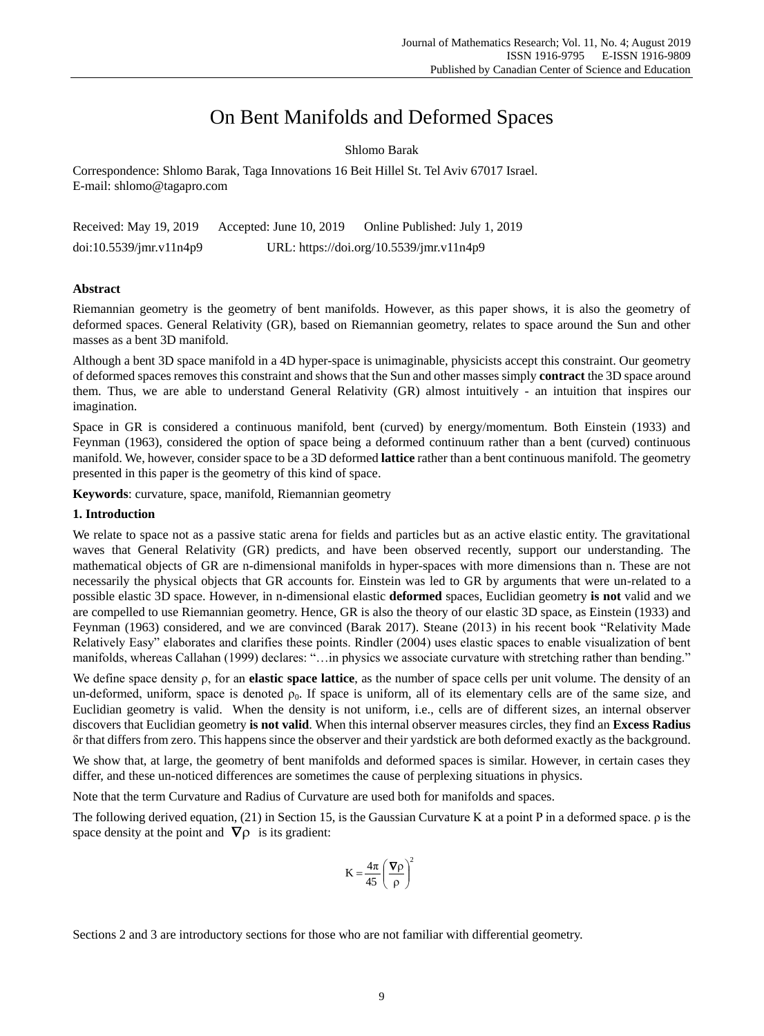# On Bent Manifolds and Deformed Spaces

Shlomo Barak

Correspondence: Shlomo Barak, Taga Innovations 16 Beit Hillel St. Tel Aviv 67017 Israel.
E-mail: shlomo@tagapro.com

Received: May 19, 2019  Accepted: June 10, 2019  Online Published: July 1, 2019

doi:10.5539/jmr.v11n4p9  URL: https://doi.org/10.5539/jmr.v11n4p9

**Abstract**

Riemannian geometry is the geometry of bent manifolds. However, as this paper shows, it is also the geometry of deformed spaces. General Relativity (GR), based on Riemannian geometry, relates to space around the Sun and other masses as a bent 3D manifold.

Although a bent 3D space manifold in a 4D hyper-space is unimaginable, physicists accept this constraint. Our geometry of deformed spaces removes this constraint and shows that the Sun and other masses simply **contract** the 3D space around them. Thus, we are able to understand General Relativity (GR) almost intuitively - an intuition that inspires our imagination.

Space in GR is considered a continuous manifold, bent (curved) by energy/momentum. Both Einstein (1933) and Feynman (1963), considered the option of space being a deformed continuum rather than a bent (curved) continuous manifold. We, however, consider space to be a 3D deformed **lattice** rather than a bent continuous manifold. The geometry presented in this paper is the geometry of this kind of space.

**Keywords**: curvature, space, manifold, Riemannian geometry

**1. Introduction**

We relate to space not as a passive static arena for fields and particles but as an active elastic entity. The gravitational waves that General Relativity (GR) predicts, and have been observed recently, support our understanding. The mathematical objects of GR are n-dimensional manifolds in hyper-spaces with more dimensions than n. These are not necessarily the physical objects that GR accounts for. Einstein was led to GR by arguments that were un-related to a possible elastic 3D space. However, in n-dimensional elastic **deformed** spaces, Euclidian geometry **is not** valid and we are compelled to use Riemannian geometry. Hence, GR is also the theory of our elastic 3D space, as Einstein (1933) and Feynman (1963) considered, and we are convinced (Barak 2017). Steane (2013) in his recent book "Relativity Made Relatively Easy" elaborates and clarifies these points. Rindler (2004) uses elastic spaces to enable visualization of bent manifolds, whereas Callahan (1999) declares: "…in physics we associate curvature with stretching rather than bending."

We define space density $\rho$, for an **elastic space lattice**, as the number of space cells per unit volume. The density of an un-deformed, uniform, space is denoted $\rho_0$. If space is uniform, all of its elementary cells are of the same size, and Euclidian geometry is valid. When the density is not uniform, i.e., cells are of different sizes, an internal observer discovers that Euclidian geometry **is not valid**. When this internal observer measures circles, they find an **Excess Radius** $\delta r$ that differs from zero. This happens since the observer and their yardstick are both deformed exactly as the background.

We show that, at large, the geometry of bent manifolds and deformed spaces is similar. However, in certain cases they differ, and these un-noticed differences are sometimes the cause of perplexing situations in physics.

Note that the term Curvature and Radius of Curvature are used both for manifolds and spaces.

The following derived equation, (21) in Section 15, is the Gaussian Curvature K at a point P in a deformed space. $\rho$ is the space density at the point and $\nabla\rho$ is its gradient:

$$K = \frac{4\pi}{45}\left(\frac{\nabla\rho}{\rho}\right)^2$$

Sections 2 and 3 are introductory sections for those who are not familiar with differential geometry.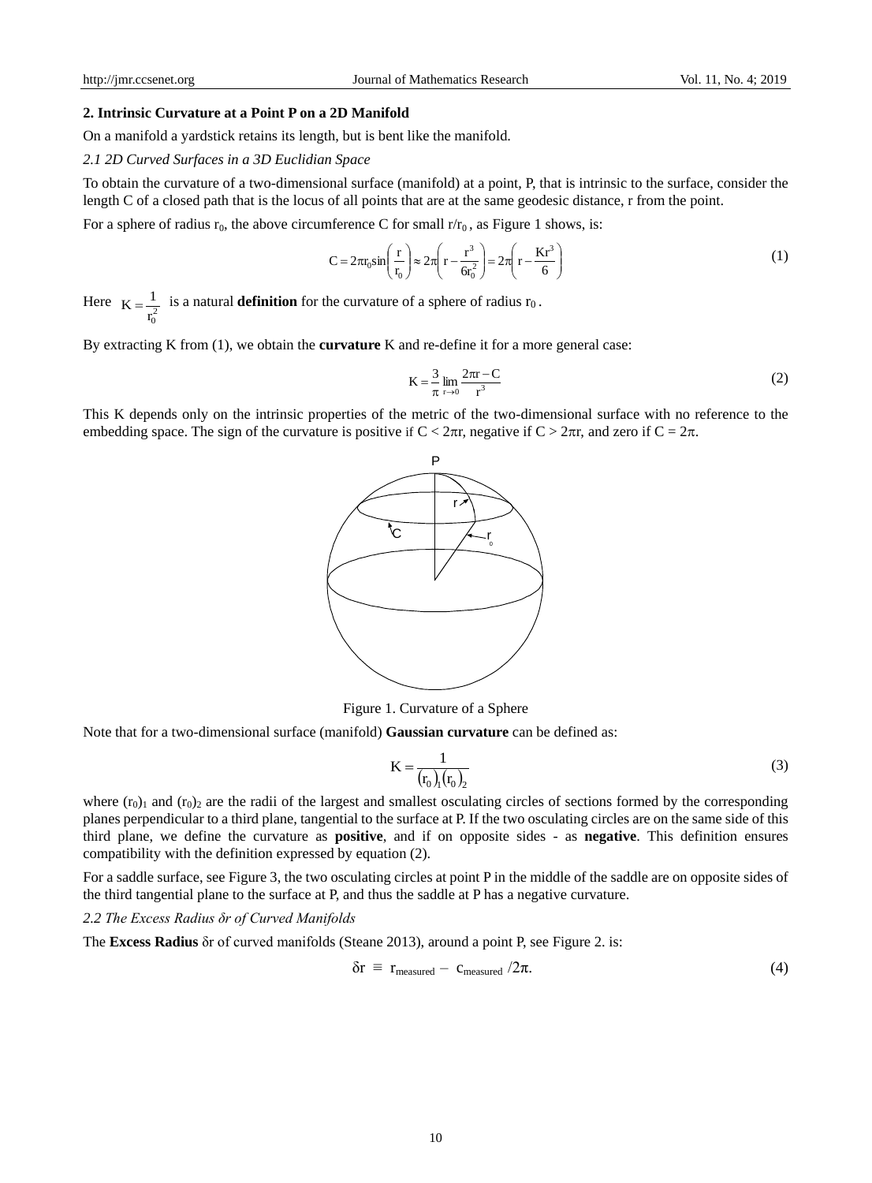## 2. Intrinsic Curvature at a Point P on a 2D Manifold

On a manifold a yardstick retains its length, but is bent like the manifold.

*2.1 2D Curved Surfaces in a 3D Euclidian Space*

To obtain the curvature of a two-dimensional surface (manifold) at a point, P, that is intrinsic to the surface, consider the length C of a closed path that is the locus of all points that are at the same geodesic distance, r from the point.

For a sphere of radius $r_0$, the above circumference C for small $r/r_0$, as Figure 1 shows, is:

$$C = 2\pi r_0 \sin\left(\frac{r}{r_0}\right) \approx 2\pi\left(r - \frac{r^3}{6r_0^2}\right) = 2\pi\left(r - \frac{Kr^3}{6}\right) \tag{1}$$

Here $K = \dfrac{1}{r_0^2}$ is a natural **definition** for the curvature of a sphere of radius $r_0$.

By extracting K from (1), we obtain the **curvature** K and re-define it for a more general case:

$$K = \frac{3}{\pi}\lim_{r \to 0}\frac{2\pi r - C}{r^3} \tag{2}$$

This K depends only on the intrinsic properties of the metric of the two-dimensional surface with no reference to the embedding space. The sign of the curvature is positive if $C < 2\pi r$, negative if $C > 2\pi r$, and zero if $C = 2\pi$.

Figure 1. Curvature of a Sphere

Note that for a two-dimensional surface (manifold) **Gaussian curvature** can be defined as:

$$K = \frac{1}{(r_0)_1 (r_0)_2} \tag{3}$$

where $(r_0)_1$ and $(r_0)_2$ are the radii of the largest and smallest osculating circles of sections formed by the corresponding planes perpendicular to a third plane, tangential to the surface at P. If the two osculating circles are on the same side of this third plane, we define the curvature as **positive**, and if on opposite sides - as **negative**. This definition ensures compatibility with the definition expressed by equation (2).

For a saddle surface, see Figure 3, the two osculating circles at point P in the middle of the saddle are on opposite sides of the third tangential plane to the surface at P, and thus the saddle at P has a negative curvature.

*2.2 The Excess Radius δr of Curved Manifolds*

The **Excess Radius** $\delta r$ of curved manifolds (Steane 2013), around a point P, see Figure 2. is:

$$\delta r \equiv r_{measured} - c_{measured}/2\pi. \tag{4}$$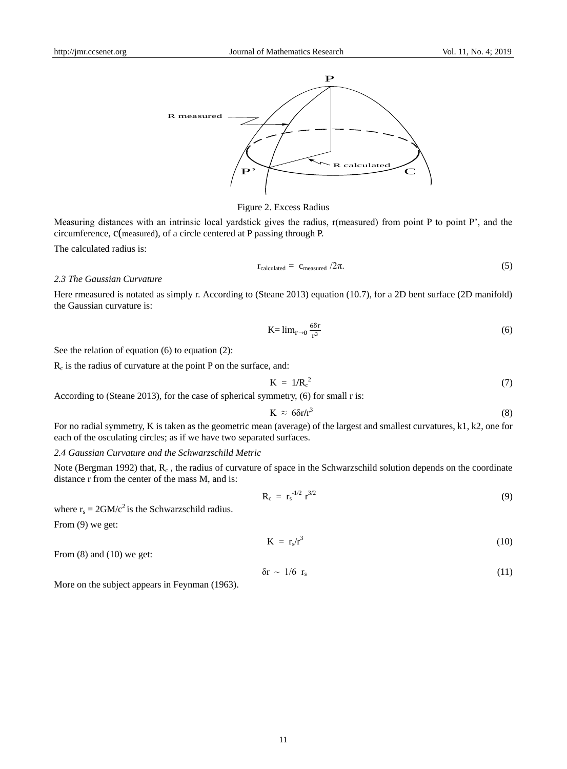Figure 2. Excess Radius

Measuring distances with an intrinsic local yardstick gives the radius, r(measured) from point P to point P', and the circumference, c(measured), of a circle centered at P passing through P.

The calculated radius is:

$$r_{calculated} = c_{measured} /2\pi. \tag{5}$$

### *2.3 The Gaussian Curvature*

Here rmeasured is notated as simply r. According to (Steane 2013) equation (10.7), for a 2D bent surface (2D manifold) the Gaussian curvature is:

$$K= \lim_{r\to 0} \frac{6\delta r}{r^3} \tag{6}$$

See the relation of equation (6) to equation (2):

$R_c$ is the radius of curvature at the point P on the surface, and:

$$K = 1/R_c^2 \tag{7}$$

According to (Steane 2013), for the case of spherical symmetry, (6) for small r is:

$$K \approx 6\delta r/r^3 \tag{8}$$

For no radial symmetry, K is taken as the geometric mean (average) of the largest and smallest curvatures, k1, k2, one for each of the osculating circles; as if we have two separated surfaces.

### *2.4 Gaussian Curvature and the Schwarzschild Metric*

Note (Bergman 1992) that, $R_c$ , the radius of curvature of space in the Schwarzschild solution depends on the coordinate distance r from the center of the mass M, and is:

$$R_c = r_s^{-1/2} r^{3/2} \tag{9}$$

where $r_s = 2GM/c^2$ is the Schwarzschild radius.

From (9) we get:

$$K = r_s/r^3 \tag{10}$$

From (8) and (10) we get:

$$\delta r \sim 1/6 \ r_s \tag{11}$$

More on the subject appears in Feynman (1963).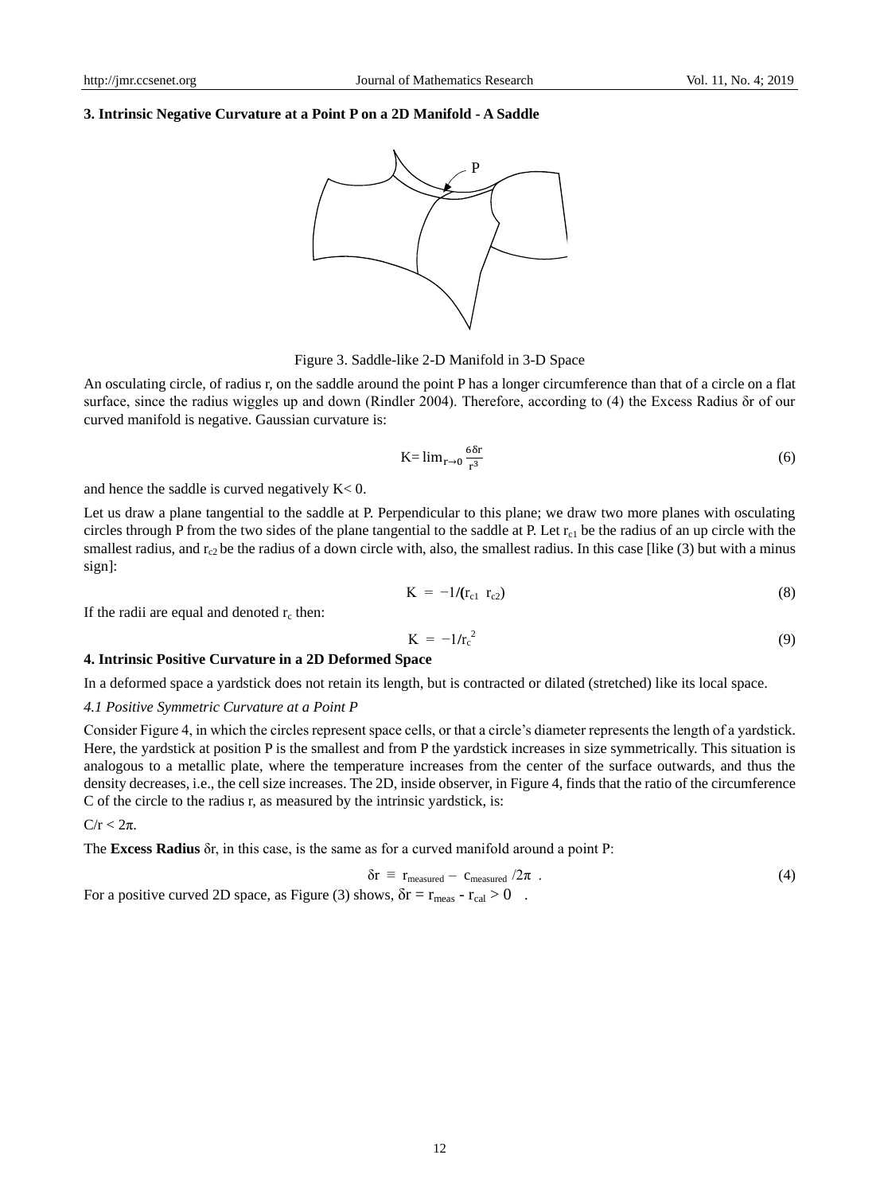## 3. Intrinsic Negative Curvature at a Point P on a 2D Manifold - A Saddle

Figure 3. Saddle-like 2-D Manifold in 3-D Space

An osculating circle, of radius r, on the saddle around the point P has a longer circumference than that of a circle on a flat surface, since the radius wiggles up and down (Rindler 2004). Therefore, according to (4) the Excess Radius δr of our curved manifold is negative. Gaussian curvature is:

$$K = \lim_{r\to 0} \frac{6\delta r}{r^3} \tag{6}$$

and hence the saddle is curved negatively $K < 0$.

Let us draw a plane tangential to the saddle at P. Perpendicular to this plane; we draw two more planes with osculating circles through P from the two sides of the plane tangential to the saddle at P. Let $r_{c1}$ be the radius of an up circle with the smallest radius, and $r_{c2}$ be the radius of a down circle with, also, the smallest radius. In this case [like (3) but with a minus sign]:

$$K = -1/(r_{c1}\ r_{c2}) \tag{8}$$

If the radii are equal and denoted $r_c$ then:

$$K = -1/r_c^{\,2} \tag{9}$$

## 4. Intrinsic Positive Curvature in a 2D Deformed Space

In a deformed space a yardstick does not retain its length, but is contracted or dilated (stretched) like its local space.

### *4.1 Positive Symmetric Curvature at a Point P*

Consider Figure 4, in which the circles represent space cells, or that a circle's diameter represents the length of a yardstick. Here, the yardstick at position P is the smallest and from P the yardstick increases in size symmetrically. This situation is analogous to a metallic plate, where the temperature increases from the center of the surface outwards, and thus the density decreases, i.e., the cell size increases. The 2D, inside observer, in Figure 4, finds that the ratio of the circumference C of the circle to the radius r, as measured by the intrinsic yardstick, is:

$C/r < 2\pi$.

The **Excess Radius** δr, in this case, is the same as for a curved manifold around a point P:

$$\delta r \equiv r_{measured} - c_{measured}/2\pi \ . \tag{4}$$

For a positive curved 2D space, as Figure (3) shows, $\delta r = r_{meas} - r_{cal} > 0$ .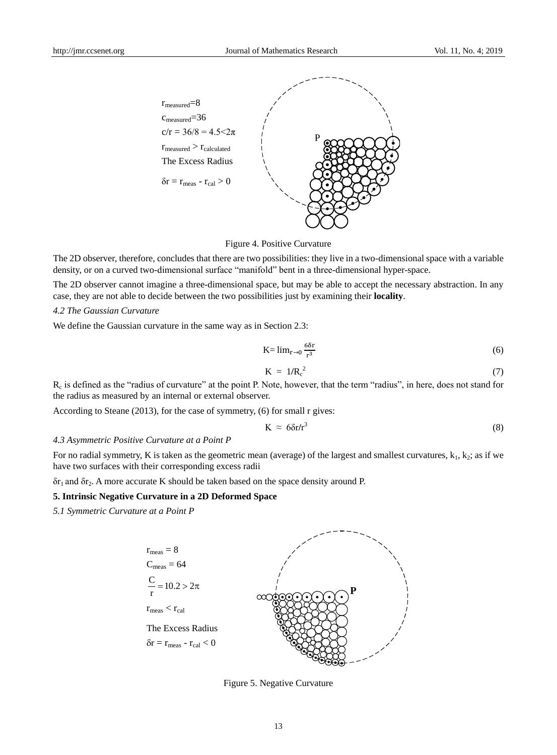$r_{measured}=8$

$c_{measured}=36$

$c/r = 36/8 = 4.5<2\pi$

$r_{measured} > r_{calculated}$

The Excess Radius

$\delta r = r_{meas} - r_{cal} > 0$

P

Figure 4. Positive Curvature

The 2D observer, therefore, concludes that there are two possibilities: they live in a two-dimensional space with a variable density, or on a curved two-dimensional surface "manifold" bent in a three-dimensional hyper-space.

The 2D observer cannot imagine a three-dimensional space, but may be able to accept the necessary abstraction. In any case, they are not able to decide between the two possibilities just by examining their **locality**.

*4.2 The Gaussian Curvature*

We define the Gaussian curvature in the same way as in Section 2.3:

$$K= \lim_{r\to 0} \frac{6\delta r}{r^3} \tag{6}$$

$$K = 1/R_c^2 \tag{7}$$

$R_c$ is defined as the "radius of curvature" at the point P. Note, however, that the term "radius", in here, does not stand for the radius as measured by an internal or external observer.

According to Steane (2013), for the case of symmetry, (6) for small r gives:

$$K \approx 6\delta r/r^3 \tag{8}$$

*4.3 Asymmetric Positive Curvature at a Point P*

For no radial symmetry, K is taken as the geometric mean (average) of the largest and smallest curvatures, $k_1$, $k_2$; as if we have two surfaces with their corresponding excess radii

$\delta r_1$ and $\delta r_2$. A more accurate K should be taken based on the space density around P.

**5. Intrinsic Negative Curvature in a 2D Deformed Space**

*5.1 Symmetric Curvature at a Point P*

$r_{meas} = 8$

$C_{meas} = 64$

$\frac{C}{r} = 10.2 > 2\pi$

$r_{meas} < r_{cal}$

The Excess Radius

$\delta r = r_{meas} - r_{cal} < 0$

**P**

Figure 5. Negative Curvature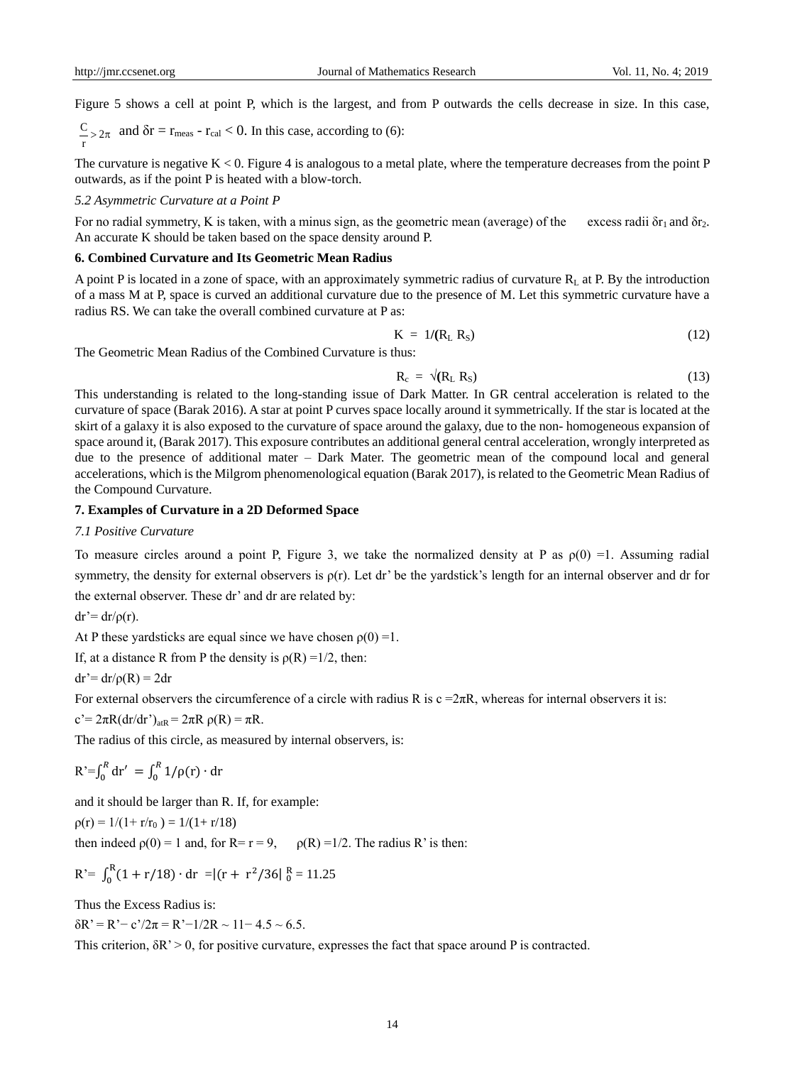Figure 5 shows a cell at point P, which is the largest, and from P outwards the cells decrease in size. In this case, $\frac{C}{r} > 2\pi$ and $\delta r = r_{meas} - r_{cal} < 0$. In this case, according to (6):

The curvature is negative $K < 0$. Figure 4 is analogous to a metal plate, where the temperature decreases from the point P outwards, as if the point P is heated with a blow-torch.

### *5.2 Asymmetric Curvature at a Point P*

For no radial symmetry, K is taken, with a minus sign, as the geometric mean (average) of the excess radii $\delta r_1$ and $\delta r_2$. An accurate K should be taken based on the space density around P.

## 6. Combined Curvature and Its Geometric Mean Radius

A point P is located in a zone of space, with an approximately symmetric radius of curvature $R_L$ at P. By the introduction of a mass M at P, space is curved an additional curvature due to the presence of M. Let this symmetric curvature have a radius RS. We can take the overall combined curvature at P as:

$$K = 1/(R_L \, R_S) \tag{12}$$

The Geometric Mean Radius of the Combined Curvature is thus:

$$R_c = \sqrt{(R_L \, R_S)} \tag{13}$$

This understanding is related to the long-standing issue of Dark Matter. In GR central acceleration is related to the curvature of space (Barak 2016). A star at point P curves space locally around it symmetrically. If the star is located at the skirt of a galaxy it is also exposed to the curvature of space around the galaxy, due to the non- homogeneous expansion of space around it, (Barak 2017). This exposure contributes an additional general central acceleration, wrongly interpreted as due to the presence of additional mater – Dark Mater. The geometric mean of the compound local and general accelerations, which is the Milgrom phenomenological equation (Barak 2017), is related to the Geometric Mean Radius of the Compound Curvature.

## 7. Examples of Curvature in a 2D Deformed Space

### *7.1 Positive Curvature*

To measure circles around a point P, Figure 3, we take the normalized density at P as $\rho(0) = 1$. Assuming radial symmetry, the density for external observers is $\rho(r)$. Let dr' be the yardstick's length for an internal observer and dr for the external observer. These dr' and dr are related by:

$dr' = dr/\rho(r)$.

At P these yardsticks are equal since we have chosen $\rho(0) = 1$.

If, at a distance R from P the density is $\rho(R) = 1/2$, then:

$dr' = dr/\rho(R) = 2dr$

For external observers the circumference of a circle with radius R is $c = 2\pi R$, whereas for internal observers it is:

$c' = 2\pi R(dr/dr')_{atR} = 2\pi R\, \rho(R) = \pi R$.

The radius of this circle, as measured by internal observers, is:

$$R' = \int_0^R dr' = \int_0^R 1/\rho(r) \cdot dr$$

and it should be larger than R. If, for example:

$\rho(r) = 1/(1 + r/r_0) = 1/(1 + r/18)$

then indeed $\rho(0) = 1$ and, for $R = r = 9$, $\rho(R) = 1/2$. The radius R' is then:

$$R' = \int_0^R (1 + r/18) \cdot dr = |(r + r^2/36| _0^R = 11.25$$

Thus the Excess Radius is:

$\delta R' = R' - c'/2\pi = R' - 1/2R \sim 11 - 4.5 \sim 6.5$.

This criterion, $\delta R' > 0$, for positive curvature, expresses the fact that space around P is contracted.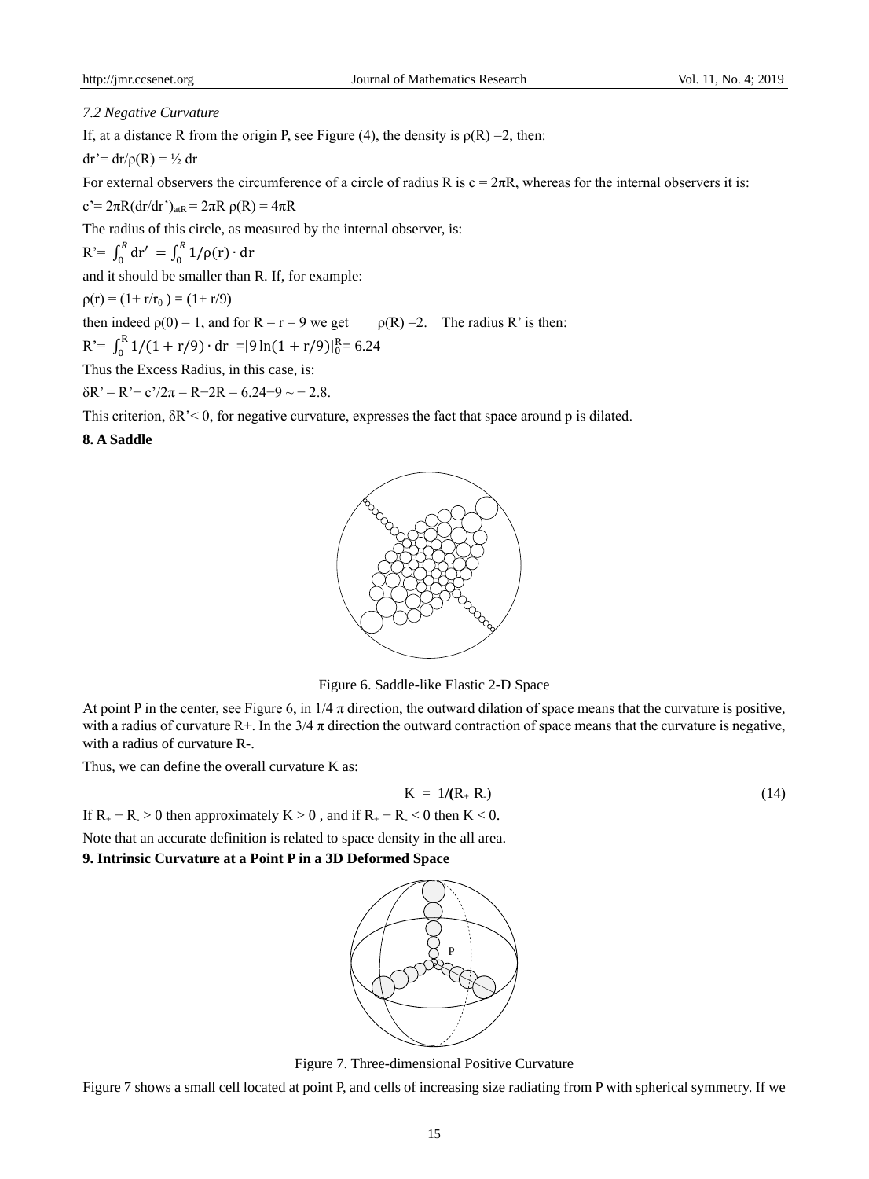*7.2 Negative Curvature*

If, at a distance R from the origin P, see Figure (4), the density is $\rho(R) = 2$, then:

$dr' = dr/\rho(R) = ½\ dr$

For external observers the circumference of a circle of radius R is $c = 2\pi R$, whereas for the internal observers it is:

$c' = 2\pi R(dr/dr')_{atR} = 2\pi R\ \rho(R) = 4\pi R$

The radius of this circle, as measured by the internal observer, is:

$R' = \int_0^R dr' = \int_0^R 1/\rho(r) \cdot dr$

and it should be smaller than R. If, for example:

$\rho(r) = (1 + r/r_0) = (1 + r/9)$

then indeed $\rho(0) = 1$, and for $R = r = 9$ we get $\rho(R) = 2$. The radius R' is then:

$R' = \int_0^R 1/(1 + r/9) \cdot dr = |9 \ln(1 + r/9)|_0^R = 6.24$

Thus the Excess Radius, in this case, is:

$\delta R' = R' - c'/2\pi = R - 2R = 6.24 - 9 \sim -2.8$.

This criterion, $\delta R' < 0$, for negative curvature, expresses the fact that space around p is dilated.

## 8. A Saddle

Figure 6. Saddle-like Elastic 2-D Space

At point P in the center, see Figure 6, in $1/4\ \pi$ direction, the outward dilation of space means that the curvature is positive, with a radius of curvature R+. In the $3/4\ \pi$ direction the outward contraction of space means that the curvature is negative, with a radius of curvature R-.

Thus, we can define the overall curvature K as:

$$K = 1/(R_+ R_-) \tag{14}$$

If $R_+ - R_- > 0$ then approximately $K > 0$ , and if $R_+ - R_- < 0$ then $K < 0$.

Note that an accurate definition is related to space density in the all area.

## 9. Intrinsic Curvature at a Point P in a 3D Deformed Space

Figure 7. Three-dimensional Positive Curvature

Figure 7 shows a small cell located at point P, and cells of increasing size radiating from P with spherical symmetry. If we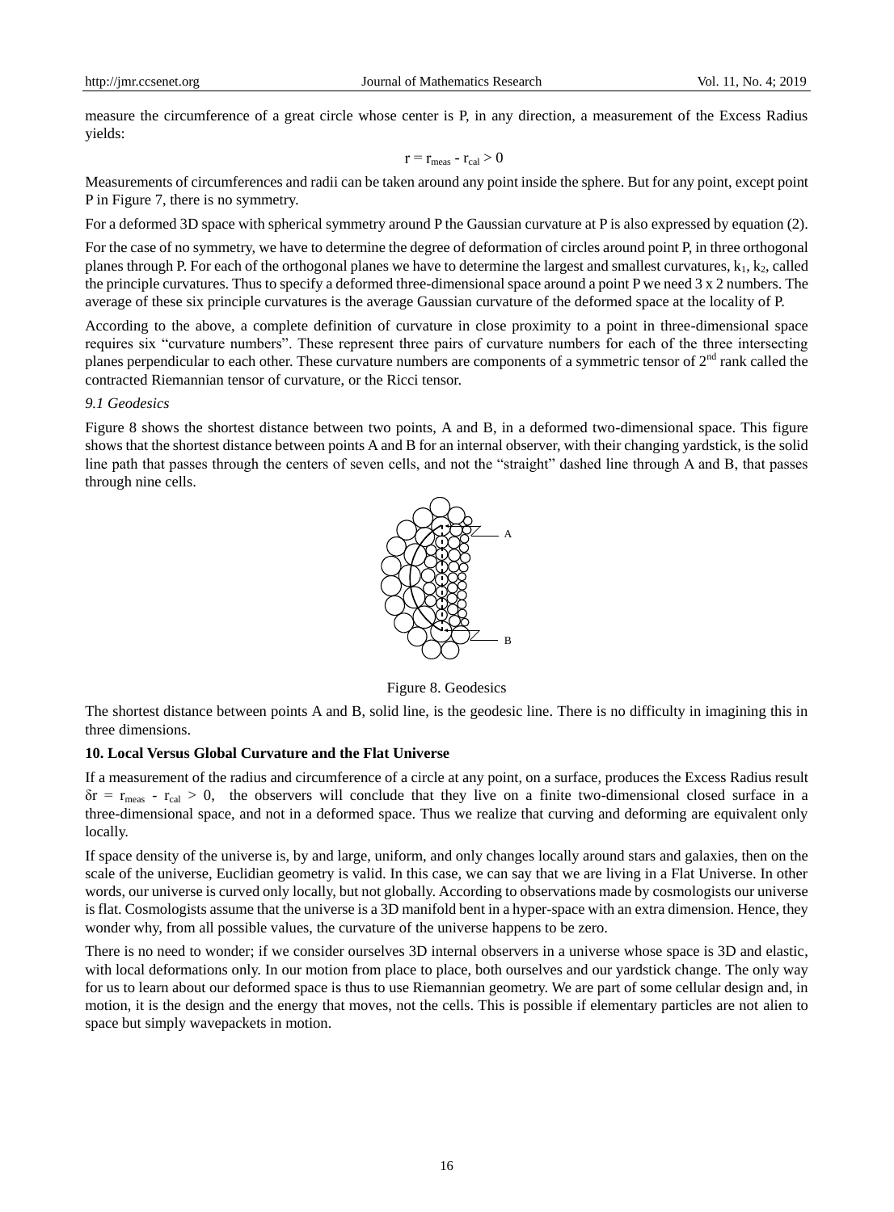measure the circumference of a great circle whose center is P, in any direction, a measurement of the Excess Radius yields:

$$r = r_{meas} - r_{cal} > 0$$

Measurements of circumferences and radii can be taken around any point inside the sphere. But for any point, except point P in Figure 7, there is no symmetry.

For a deformed 3D space with spherical symmetry around P the Gaussian curvature at P is also expressed by equation (2).

For the case of no symmetry, we have to determine the degree of deformation of circles around point P, in three orthogonal planes through P. For each of the orthogonal planes we have to determine the largest and smallest curvatures, $k_1$, $k_2$, called the principle curvatures. Thus to specify a deformed three-dimensional space around a point P we need 3 x 2 numbers. The average of these six principle curvatures is the average Gaussian curvature of the deformed space at the locality of P.

According to the above, a complete definition of curvature in close proximity to a point in three-dimensional space requires six "curvature numbers". These represent three pairs of curvature numbers for each of the three intersecting planes perpendicular to each other. These curvature numbers are components of a symmetric tensor of 2nd rank called the contracted Riemannian tensor of curvature, or the Ricci tensor.

### *9.1 Geodesics*

Figure 8 shows the shortest distance between two points, A and B, in a deformed two-dimensional space. This figure shows that the shortest distance between points A and B for an internal observer, with their changing yardstick, is the solid line path that passes through the centers of seven cells, and not the "straight" dashed line through A and B, that passes through nine cells.

Figure 8. Geodesics

The shortest distance between points A and B, solid line, is the geodesic line. There is no difficulty in imagining this in three dimensions.

## **10. Local Versus Global Curvature and the Flat Universe**

If a measurement of the radius and circumference of a circle at any point, on a surface, produces the Excess Radius result $\delta r = r_{meas} - r_{cal} > 0$, the observers will conclude that they live on a finite two-dimensional closed surface in a three-dimensional space, and not in a deformed space. Thus we realize that curving and deforming are equivalent only locally.

If space density of the universe is, by and large, uniform, and only changes locally around stars and galaxies, then on the scale of the universe, Euclidian geometry is valid. In this case, we can say that we are living in a Flat Universe. In other words, our universe is curved only locally, but not globally. According to observations made by cosmologists our universe is flat. Cosmologists assume that the universe is a 3D manifold bent in a hyper-space with an extra dimension. Hence, they wonder why, from all possible values, the curvature of the universe happens to be zero.

There is no need to wonder; if we consider ourselves 3D internal observers in a universe whose space is 3D and elastic, with local deformations only. In our motion from place to place, both ourselves and our yardstick change. The only way for us to learn about our deformed space is thus to use Riemannian geometry. We are part of some cellular design and, in motion, it is the design and the energy that moves, not the cells. This is possible if elementary particles are not alien to space but simply wavepackets in motion.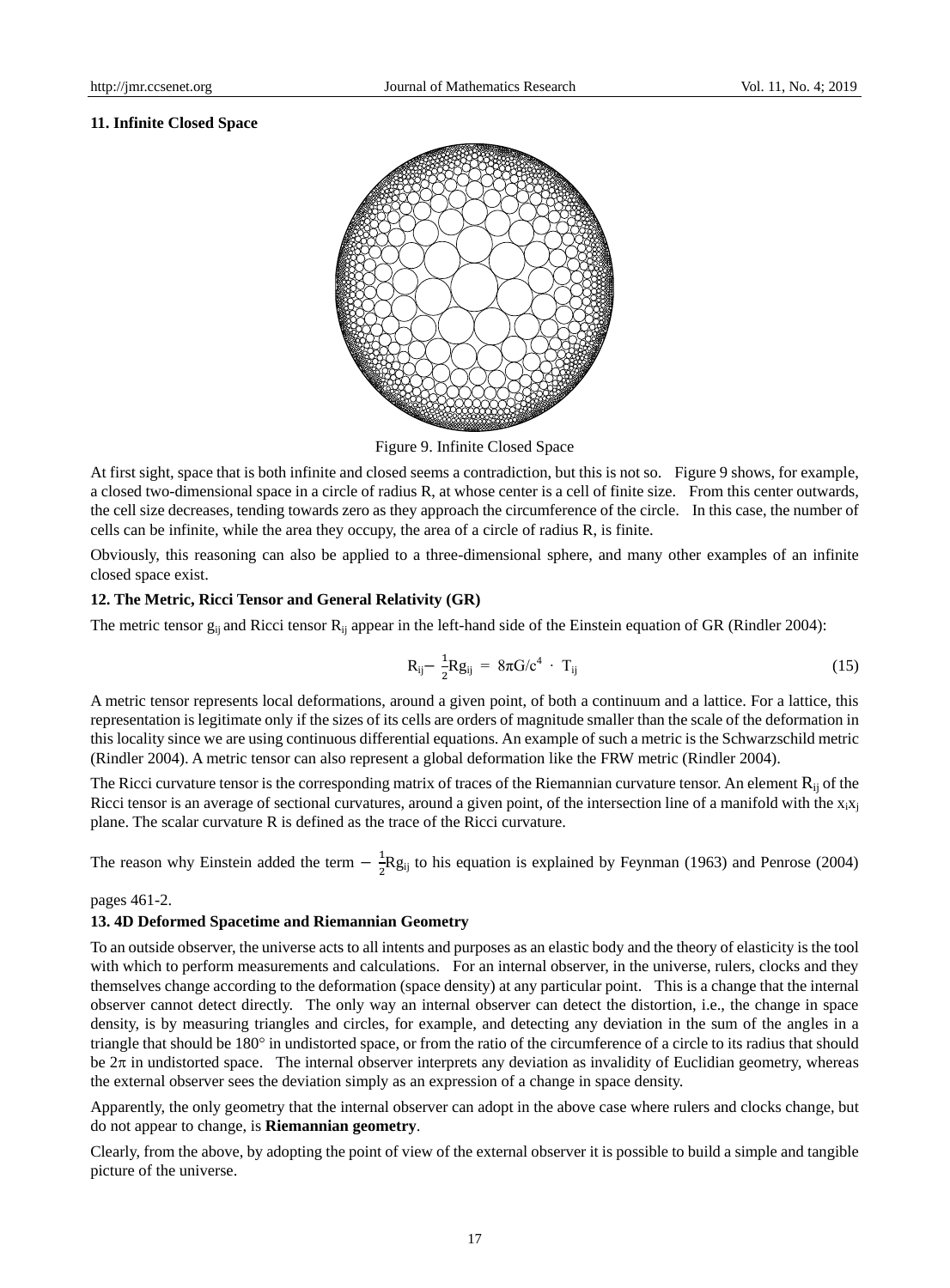### 11. Infinite Closed Space

Figure 9. Infinite Closed Space

At first sight, space that is both infinite and closed seems a contradiction, but this is not so. Figure 9 shows, for example, a closed two-dimensional space in a circle of radius R, at whose center is a cell of finite size. From this center outwards, the cell size decreases, tending towards zero as they approach the circumference of the circle. In this case, the number of cells can be infinite, while the area they occupy, the area of a circle of radius R, is finite.

Obviously, this reasoning can also be applied to a three-dimensional sphere, and many other examples of an infinite closed space exist.

### 12. The Metric, Ricci Tensor and General Relativity (GR)

The metric tensor $g_{ij}$ and Ricci tensor $R_{ij}$ appear in the left-hand side of the Einstein equation of GR (Rindler 2004):

$$R_{ij} - \frac{1}{2}Rg_{ij} = 8\pi G/c^4 \cdot T_{ij} \tag{15}$$

A metric tensor represents local deformations, around a given point, of both a continuum and a lattice. For a lattice, this representation is legitimate only if the sizes of its cells are orders of magnitude smaller than the scale of the deformation in this locality since we are using continuous differential equations. An example of such a metric is the Schwarzschild metric (Rindler 2004). A metric tensor can also represent a global deformation like the FRW metric (Rindler 2004).

The Ricci curvature tensor is the corresponding matrix of traces of the Riemannian curvature tensor. An element $R_{ij}$ of the Ricci tensor is an average of sectional curvatures, around a given point, of the intersection line of a manifold with the $x_ix_j$ plane. The scalar curvature R is defined as the trace of the Ricci curvature.

The reason why Einstein added the term $-\frac{1}{2}Rg_{ij}$ to his equation is explained by Feynman (1963) and Penrose (2004) pages 461-2.

### 13. 4D Deformed Spacetime and Riemannian Geometry

To an outside observer, the universe acts to all intents and purposes as an elastic body and the theory of elasticity is the tool with which to perform measurements and calculations. For an internal observer, in the universe, rulers, clocks and they themselves change according to the deformation (space density) at any particular point. This is a change that the internal observer cannot detect directly. The only way an internal observer can detect the distortion, i.e., the change in space density, is by measuring triangles and circles, for example, and detecting any deviation in the sum of the angles in a triangle that should be 180° in undistorted space, or from the ratio of the circumference of a circle to its radius that should be $2\pi$ in undistorted space. The internal observer interprets any deviation as invalidity of Euclidian geometry, whereas the external observer sees the deviation simply as an expression of a change in space density.

Apparently, the only geometry that the internal observer can adopt in the above case where rulers and clocks change, but do not appear to change, is **Riemannian geometry**.

Clearly, from the above, by adopting the point of view of the external observer it is possible to build a simple and tangible picture of the universe.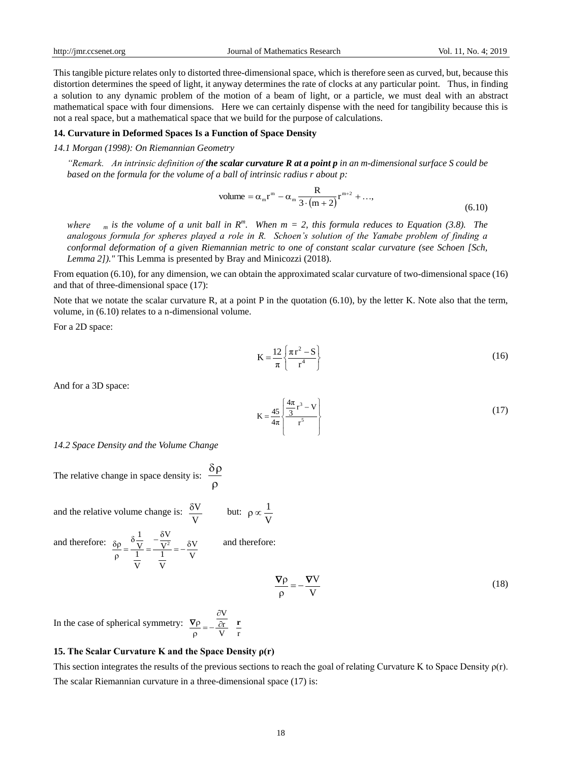This tangible picture relates only to distorted three-dimensional space, which is therefore seen as curved, but, because this distortion determines the speed of light, it anyway determines the rate of clocks at any particular point. Thus, in finding a solution to any dynamic problem of the motion of a beam of light, or a particle, we must deal with an abstract mathematical space with four dimensions. Here we can certainly dispense with the need for tangibility because this is not a real space, but a mathematical space that we build for the purpose of calculations.

## 14. Curvature in Deformed Spaces Is a Function of Space Density

### *14.1 Morgan (1998): On Riemannian Geometry*

> *"Remark. An intrinsic definition of* ***the scalar curvature R at a point p*** *in an m-dimensional surface S could be based on the formula for the volume of a ball of intrinsic radius r about p:*
>
> $$\text{volume} = \alpha_m r^m - \alpha_m \frac{R}{3\cdot(m+2)} r^{m+2} + \ldots, \tag{6.10}$$
>
> *where $\alpha_m$ is the volume of a unit ball in $R^m$. When m = 2, this formula reduces to Equation (3.8). The analogous formula for spheres played a role in R. Schoen's solution of the Yamabe problem of finding a conformal deformation of a given Riemannian metric to one of constant scalar curvature (see Schoen [Sch, Lemma 2])."* This Lemma is presented by Bray and Minicozzi (2018).

From equation (6.10), for any dimension, we can obtain the approximated scalar curvature of two-dimensional space (16) and that of three-dimensional space (17):

Note that we notate the scalar curvature R, at a point P in the quotation (6.10), by the letter K. Note also that the term, volume, in (6.10) relates to a n-dimensional volume.

For a 2D space:

$$K = \frac{12}{\pi}\left\{\frac{\pi r^2 - S}{r^4}\right\} \tag{16}$$

And for a 3D space:

$$K = \frac{45}{4\pi}\left\{\frac{\frac{4\pi}{3}r^3 - V}{r^5}\right\} \tag{17}$$

### *14.2 Space Density and the Volume Change*

The relative change in space density is: $\dfrac{\delta\rho}{\rho}$

and the relative volume change is: $\dfrac{\delta V}{V}$ but: $\rho \propto \dfrac{1}{V}$

and therefore: $\dfrac{\delta\rho}{\rho} = \dfrac{\delta\frac{1}{V}}{\frac{1}{V}} = \dfrac{-\frac{\delta V}{V^2}}{\frac{1}{V}} = -\dfrac{\delta V}{V}$ and therefore:

$$\frac{\nabla\rho}{\rho} = -\frac{\nabla V}{V} \tag{18}$$

In the case of spherical symmetry: $\dfrac{\nabla\rho}{\rho} = -\dfrac{\frac{\partial V}{\partial r}}{V}\dfrac{\mathbf{r}}{r}$

## 15. The Scalar Curvature K and the Space Density ρ(r)

This section integrates the results of the previous sections to reach the goal of relating Curvature K to Space Density $\rho(r)$.

The scalar Riemannian curvature in a three-dimensional space (17) is: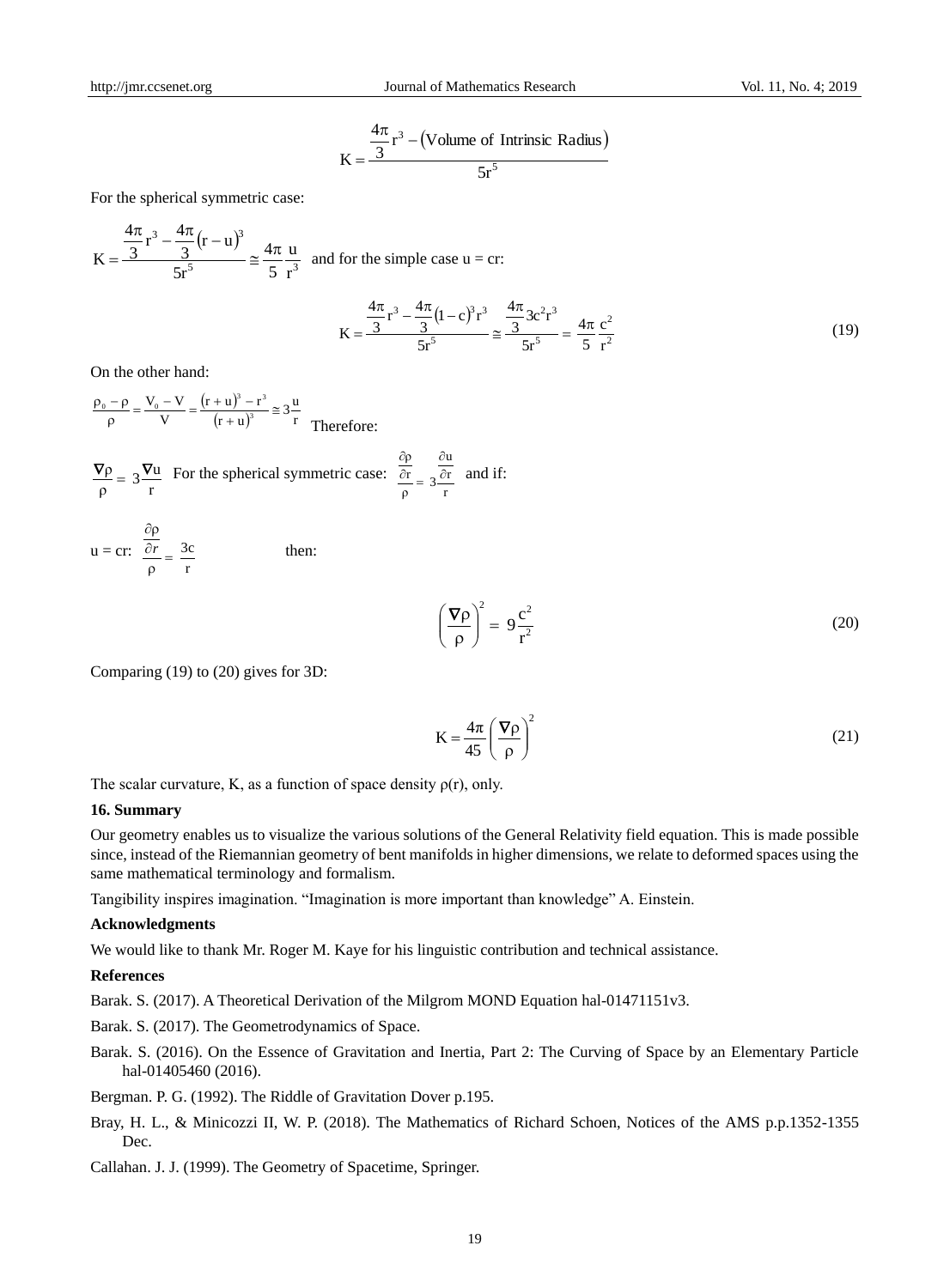$$K = \frac{\frac{4\pi}{3} r^3 - (\text{Volume of Intrinsic Radius})}{5r^5}$$

For the spherical symmetric case:

$K = \dfrac{\frac{4\pi}{3} r^3 - \frac{4\pi}{3}(r-u)^3}{5r^5} \cong \dfrac{4\pi}{5} \dfrac{u}{r^3}$ and for the simple case u = cr:

$$K = \frac{\frac{4\pi}{3} r^3 - \frac{4\pi}{3}(1-c)^3 r^3}{5r^5} \cong \frac{\frac{4\pi}{3} 3c^2 r^3}{5r^5} = \frac{4\pi}{5} \frac{c^2}{r^2} \tag{19}$$

On the other hand:

$\dfrac{\rho_0 - \rho}{\rho} = \dfrac{V_0 - V}{V} = \dfrac{(r+u)^3 - r^3}{(r+u)^3} \cong 3\dfrac{u}{r}$ Therefore:

$\dfrac{\nabla\rho}{\rho} = 3\dfrac{\nabla u}{r}$ For the spherical symmetric case: $\dfrac{\frac{\partial \rho}{\partial r}}{\rho} = 3\dfrac{\frac{\partial u}{\partial r}}{r}$ and if:

u = cr: $\dfrac{\frac{\partial \rho}{\partial r}}{\rho} = \dfrac{3c}{r}$ then:

$$\left(\frac{\nabla\rho}{\rho}\right)^2 = 9\frac{c^2}{r^2} \tag{20}$$

Comparing (19) to (20) gives for 3D:

$$K = \frac{4\pi}{45}\left(\frac{\nabla\rho}{\rho}\right)^2 \tag{21}$$

The scalar curvature, K, as a function of space density $\rho(r)$, only.

### 16. Summary

Our geometry enables us to visualize the various solutions of the General Relativity field equation. This is made possible since, instead of the Riemannian geometry of bent manifolds in higher dimensions, we relate to deformed spaces using the same mathematical terminology and formalism.

Tangibility inspires imagination. "Imagination is more important than knowledge" A. Einstein.

### Acknowledgments

We would like to thank Mr. Roger M. Kaye for his linguistic contribution and technical assistance.

### References

Barak. S. (2017). A Theoretical Derivation of the Milgrom MOND Equation hal-01471151v3.

Barak. S. (2017). The Geometrodynamics of Space.

Barak. S. (2016). On the Essence of Gravitation and Inertia, Part 2: The Curving of Space by an Elementary Particle hal-01405460 (2016).

Bergman. P. G. (1992). The Riddle of Gravitation Dover p.195.

Bray, H. L., & Minicozzi II, W. P. (2018). The Mathematics of Richard Schoen, Notices of the AMS p.p.1352-1355 Dec.

Callahan. J. J. (1999). The Geometry of Spacetime, Springer.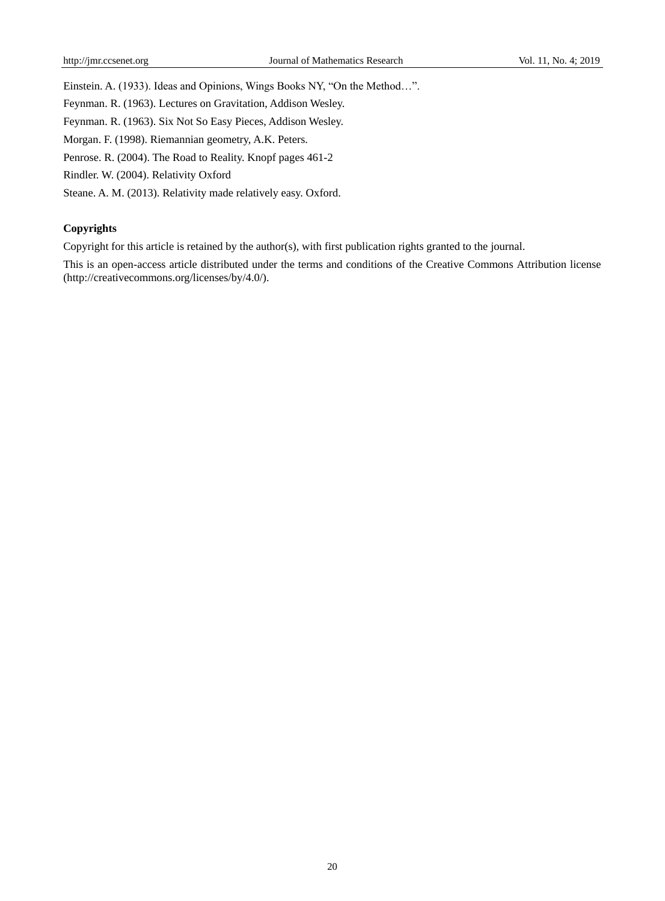Einstein. A. (1933). Ideas and Opinions, Wings Books NY, "On the Method…".

Feynman. R. (1963). Lectures on Gravitation, Addison Wesley.

Feynman. R. (1963). Six Not So Easy Pieces, Addison Wesley.

Morgan. F. (1998). Riemannian geometry, A.K. Peters.

Penrose. R. (2004). The Road to Reality. Knopf pages 461-2

Rindler. W. (2004). Relativity Oxford

Steane. A. M. (2013). Relativity made relatively easy. Oxford.

**Copyrights**

Copyright for this article is retained by the author(s), with first publication rights granted to the journal.

This is an open-access article distributed under the terms and conditions of the Creative Commons Attribution license (http://creativecommons.org/licenses/by/4.0/).